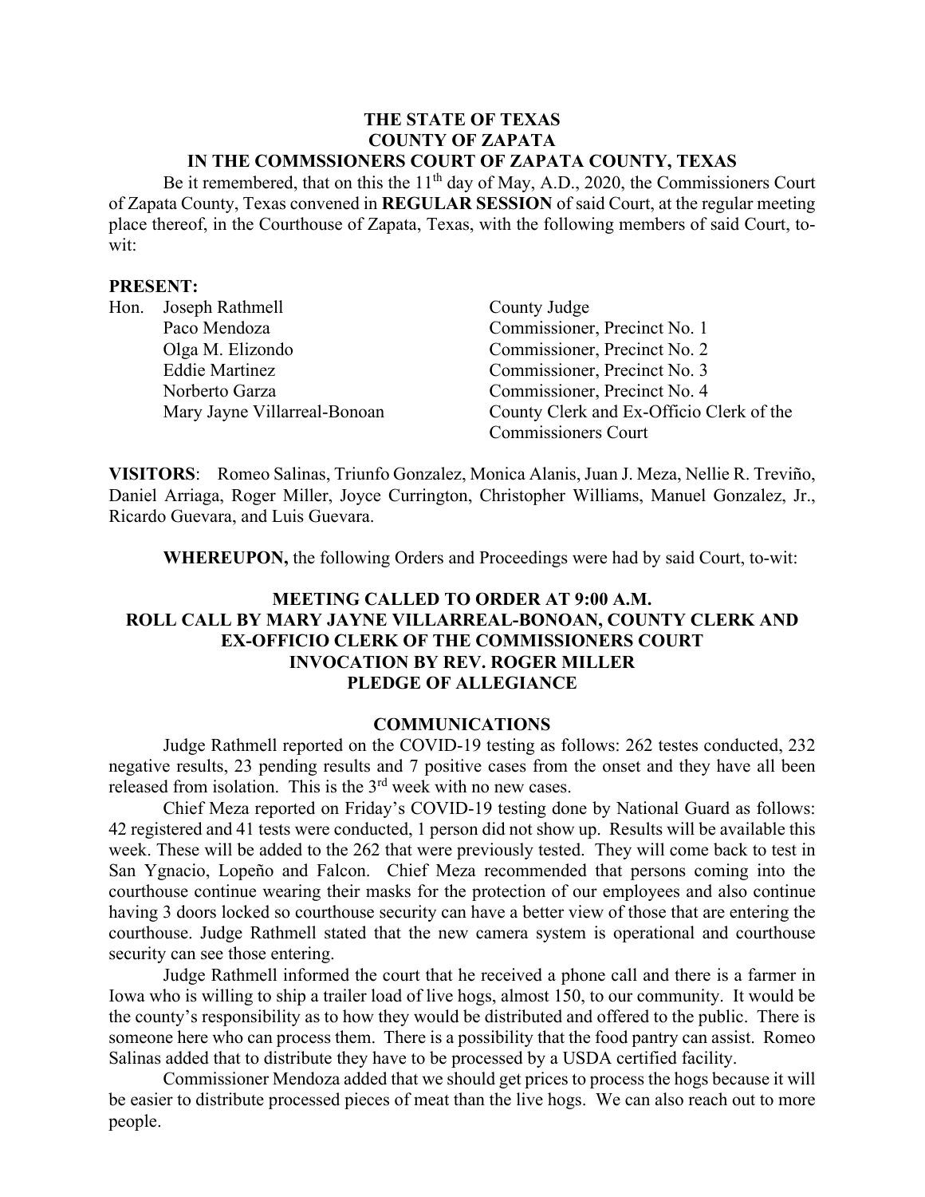**THE STATE OF TEXAS**
**COUNTY OF ZAPATA**
**IN THE COMMSSIONERS COURT OF ZAPATA COUNTY, TEXAS**

Be it remembered, that on this the 11th day of May, A.D., 2020, the Commissioners Court of Zapata County, Texas convened in **REGULAR SESSION** of said Court, at the regular meeting place thereof, in the Courthouse of Zapata, Texas, with the following members of said Court, to-wit:

**PRESENT:**

| | | |
|---|---|---|
| Hon. | Joseph Rathmell | County Judge |
| | Paco Mendoza | Commissioner, Precinct No. 1 |
| | Olga M. Elizondo | Commissioner, Precinct No. 2 |
| | Eddie Martinez | Commissioner, Precinct No. 3 |
| | Norberto Garza | Commissioner, Precinct No. 4 |
| | Mary Jayne Villarreal-Bonoan | County Clerk and Ex-Officio Clerk of the Commissioners Court |

**VISITORS**: Romeo Salinas, Triunfo Gonzalez, Monica Alanis, Juan J. Meza, Nellie R. Treviño, Daniel Arriaga, Roger Miller, Joyce Currington, Christopher Williams, Manuel Gonzalez, Jr., Ricardo Guevara, and Luis Guevara.

**WHEREUPON,** the following Orders and Proceedings were had by said Court, to-wit:

**MEETING CALLED TO ORDER AT 9:00 A.M.**
**ROLL CALL BY MARY JAYNE VILLARREAL-BONOAN, COUNTY CLERK AND EX-OFFICIO CLERK OF THE COMMISSIONERS COURT**
**INVOCATION BY REV. ROGER MILLER**
**PLEDGE OF ALLEGIANCE**

## COMMUNICATIONS

Judge Rathmell reported on the COVID-19 testing as follows: 262 testes conducted, 232 negative results, 23 pending results and 7 positive cases from the onset and they have all been released from isolation. This is the 3rd week with no new cases.

Chief Meza reported on Friday's COVID-19 testing done by National Guard as follows: 42 registered and 41 tests were conducted, 1 person did not show up. Results will be available this week. These will be added to the 262 that were previously tested. They will come back to test in San Ygnacio, Lopeño and Falcon. Chief Meza recommended that persons coming into the courthouse continue wearing their masks for the protection of our employees and also continue having 3 doors locked so courthouse security can have a better view of those that are entering the courthouse. Judge Rathmell stated that the new camera system is operational and courthouse security can see those entering.

Judge Rathmell informed the court that he received a phone call and there is a farmer in Iowa who is willing to ship a trailer load of live hogs, almost 150, to our community. It would be the county's responsibility as to how they would be distributed and offered to the public. There is someone here who can process them. There is a possibility that the food pantry can assist. Romeo Salinas added that to distribute they have to be processed by a USDA certified facility.

Commissioner Mendoza added that we should get prices to process the hogs because it will be easier to distribute processed pieces of meat than the live hogs. We can also reach out to more people.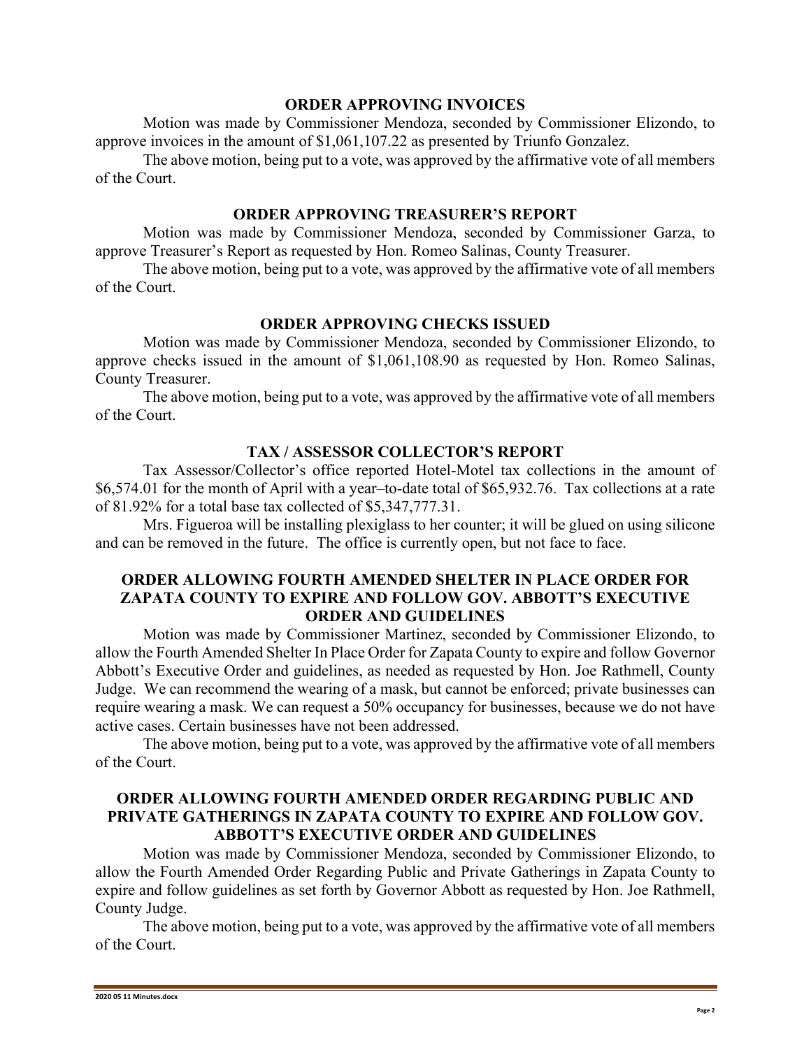## ORDER APPROVING INVOICES

Motion was made by Commissioner Mendoza, seconded by Commissioner Elizondo, to approve invoices in the amount of $1,061,107.22 as presented by Triunfo Gonzalez.

The above motion, being put to a vote, was approved by the affirmative vote of all members of the Court.

## ORDER APPROVING TREASURER'S REPORT

Motion was made by Commissioner Mendoza, seconded by Commissioner Garza, to approve Treasurer's Report as requested by Hon. Romeo Salinas, County Treasurer.

The above motion, being put to a vote, was approved by the affirmative vote of all members of the Court.

## ORDER APPROVING CHECKS ISSUED

Motion was made by Commissioner Mendoza, seconded by Commissioner Elizondo, to approve checks issued in the amount of $1,061,108.90 as requested by Hon. Romeo Salinas, County Treasurer.

The above motion, being put to a vote, was approved by the affirmative vote of all members of the Court.

## TAX / ASSESSOR COLLECTOR'S REPORT

Tax Assessor/Collector's office reported Hotel-Motel tax collections in the amount of $6,574.01 for the month of April with a year–to-date total of $65,932.76. Tax collections at a rate of 81.92% for a total base tax collected of $5,347,777.31.

Mrs. Figueroa will be installing plexiglass to her counter; it will be glued on using silicone and can be removed in the future. The office is currently open, but not face to face.

## ORDER ALLOWING FOURTH AMENDED SHELTER IN PLACE ORDER FOR ZAPATA COUNTY TO EXPIRE AND FOLLOW GOV. ABBOTT'S EXECUTIVE ORDER AND GUIDELINES

Motion was made by Commissioner Martinez, seconded by Commissioner Elizondo, to allow the Fourth Amended Shelter In Place Order for Zapata County to expire and follow Governor Abbott's Executive Order and guidelines, as needed as requested by Hon. Joe Rathmell, County Judge. We can recommend the wearing of a mask, but cannot be enforced; private businesses can require wearing a mask. We can request a 50% occupancy for businesses, because we do not have active cases. Certain businesses have not been addressed.

The above motion, being put to a vote, was approved by the affirmative vote of all members of the Court.

## ORDER ALLOWING FOURTH AMENDED ORDER REGARDING PUBLIC AND PRIVATE GATHERINGS IN ZAPATA COUNTY TO EXPIRE AND FOLLOW GOV. ABBOTT'S EXECUTIVE ORDER AND GUIDELINES

Motion was made by Commissioner Mendoza, seconded by Commissioner Elizondo, to allow the Fourth Amended Order Regarding Public and Private Gatherings in Zapata County to expire and follow guidelines as set forth by Governor Abbott as requested by Hon. Joe Rathmell, County Judge.

The above motion, being put to a vote, was approved by the affirmative vote of all members of the Court.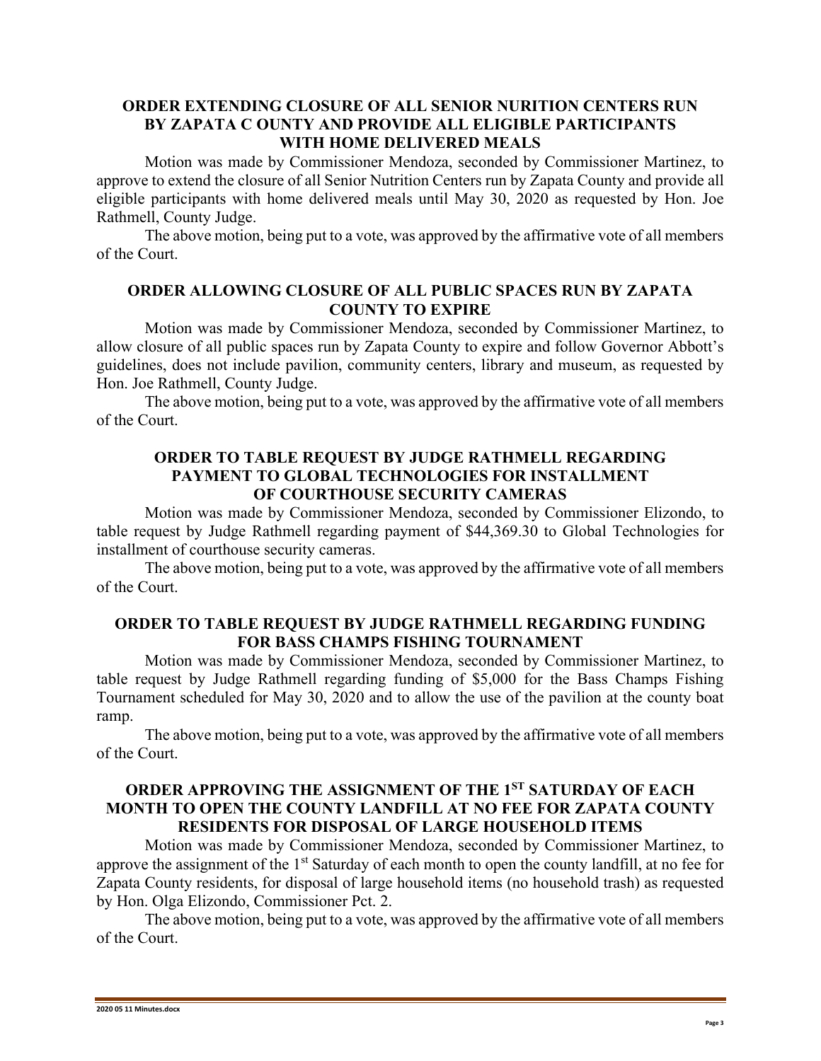**ORDER EXTENDING CLOSURE OF ALL SENIOR NURITION CENTERS RUN BY ZAPATA C OUNTY AND PROVIDE ALL ELIGIBLE PARTICIPANTS WITH HOME DELIVERED MEALS**

Motion was made by Commissioner Mendoza, seconded by Commissioner Martinez, to approve to extend the closure of all Senior Nutrition Centers run by Zapata County and provide all eligible participants with home delivered meals until May 30, 2020 as requested by Hon. Joe Rathmell, County Judge.

The above motion, being put to a vote, was approved by the affirmative vote of all members of the Court.

**ORDER ALLOWING CLOSURE OF ALL PUBLIC SPACES RUN BY ZAPATA COUNTY TO EXPIRE**

Motion was made by Commissioner Mendoza, seconded by Commissioner Martinez, to allow closure of all public spaces run by Zapata County to expire and follow Governor Abbott's guidelines, does not include pavilion, community centers, library and museum, as requested by Hon. Joe Rathmell, County Judge.

The above motion, being put to a vote, was approved by the affirmative vote of all members of the Court.

**ORDER TO TABLE REQUEST BY JUDGE RATHMELL REGARDING PAYMENT TO GLOBAL TECHNOLOGIES FOR INSTALLMENT OF COURTHOUSE SECURITY CAMERAS**

Motion was made by Commissioner Mendoza, seconded by Commissioner Elizondo, to table request by Judge Rathmell regarding payment of $44,369.30 to Global Technologies for installment of courthouse security cameras.

The above motion, being put to a vote, was approved by the affirmative vote of all members of the Court.

**ORDER TO TABLE REQUEST BY JUDGE RATHMELL REGARDING FUNDING FOR BASS CHAMPS FISHING TOURNAMENT**

Motion was made by Commissioner Mendoza, seconded by Commissioner Martinez, to table request by Judge Rathmell regarding funding of $5,000 for the Bass Champs Fishing Tournament scheduled for May 30, 2020 and to allow the use of the pavilion at the county boat ramp.

The above motion, being put to a vote, was approved by the affirmative vote of all members of the Court.

**ORDER APPROVING THE ASSIGNMENT OF THE 1ST SATURDAY OF EACH MONTH TO OPEN THE COUNTY LANDFILL AT NO FEE FOR ZAPATA COUNTY RESIDENTS FOR DISPOSAL OF LARGE HOUSEHOLD ITEMS**

Motion was made by Commissioner Mendoza, seconded by Commissioner Martinez, to approve the assignment of the 1st Saturday of each month to open the county landfill, at no fee for Zapata County residents, for disposal of large household items (no household trash) as requested by Hon. Olga Elizondo, Commissioner Pct. 2.

The above motion, being put to a vote, was approved by the affirmative vote of all members of the Court.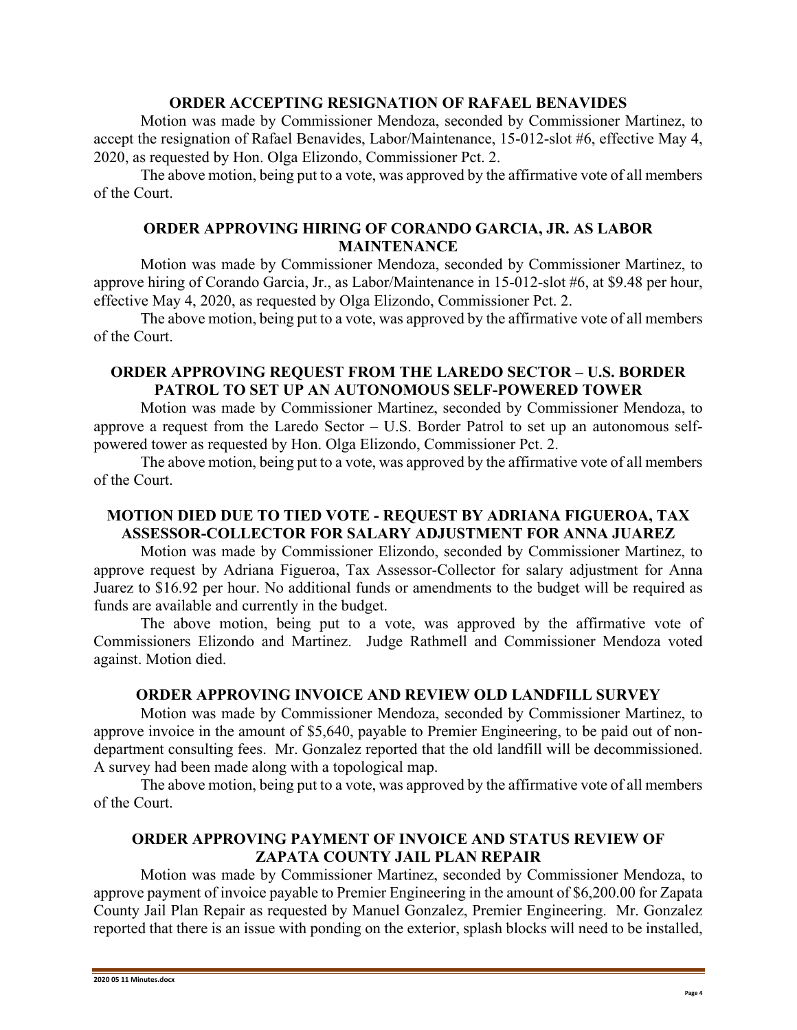### ORDER ACCEPTING RESIGNATION OF RAFAEL BENAVIDES

Motion was made by Commissioner Mendoza, seconded by Commissioner Martinez, to accept the resignation of Rafael Benavides, Labor/Maintenance, 15-012-slot #6, effective May 4, 2020, as requested by Hon. Olga Elizondo, Commissioner Pct. 2.

The above motion, being put to a vote, was approved by the affirmative vote of all members of the Court.

### ORDER APPROVING HIRING OF CORANDO GARCIA, JR. AS LABOR MAINTENANCE

Motion was made by Commissioner Mendoza, seconded by Commissioner Martinez, to approve hiring of Corando Garcia, Jr., as Labor/Maintenance in 15-012-slot #6, at $9.48 per hour, effective May 4, 2020, as requested by Olga Elizondo, Commissioner Pct. 2.

The above motion, being put to a vote, was approved by the affirmative vote of all members of the Court.

### ORDER APPROVING REQUEST FROM THE LAREDO SECTOR – U.S. BORDER PATROL TO SET UP AN AUTONOMOUS SELF-POWERED TOWER

Motion was made by Commissioner Martinez, seconded by Commissioner Mendoza, to approve a request from the Laredo Sector – U.S. Border Patrol to set up an autonomous self-powered tower as requested by Hon. Olga Elizondo, Commissioner Pct. 2.

The above motion, being put to a vote, was approved by the affirmative vote of all members of the Court.

### MOTION DIED DUE TO TIED VOTE - REQUEST BY ADRIANA FIGUEROA, TAX ASSESSOR-COLLECTOR FOR SALARY ADJUSTMENT FOR ANNA JUAREZ

Motion was made by Commissioner Elizondo, seconded by Commissioner Martinez, to approve request by Adriana Figueroa, Tax Assessor-Collector for salary adjustment for Anna Juarez to $16.92 per hour. No additional funds or amendments to the budget will be required as funds are available and currently in the budget.

The above motion, being put to a vote, was approved by the affirmative vote of Commissioners Elizondo and Martinez. Judge Rathmell and Commissioner Mendoza voted against. Motion died.

### ORDER APPROVING INVOICE AND REVIEW OLD LANDFILL SURVEY

Motion was made by Commissioner Mendoza, seconded by Commissioner Martinez, to approve invoice in the amount of $5,640, payable to Premier Engineering, to be paid out of non-department consulting fees. Mr. Gonzalez reported that the old landfill will be decommissioned. A survey had been made along with a topological map.

The above motion, being put to a vote, was approved by the affirmative vote of all members of the Court.

### ORDER APPROVING PAYMENT OF INVOICE AND STATUS REVIEW OF ZAPATA COUNTY JAIL PLAN REPAIR

Motion was made by Commissioner Martinez, seconded by Commissioner Mendoza, to approve payment of invoice payable to Premier Engineering in the amount of $6,200.00 for Zapata County Jail Plan Repair as requested by Manuel Gonzalez, Premier Engineering. Mr. Gonzalez reported that there is an issue with ponding on the exterior, splash blocks will need to be installed,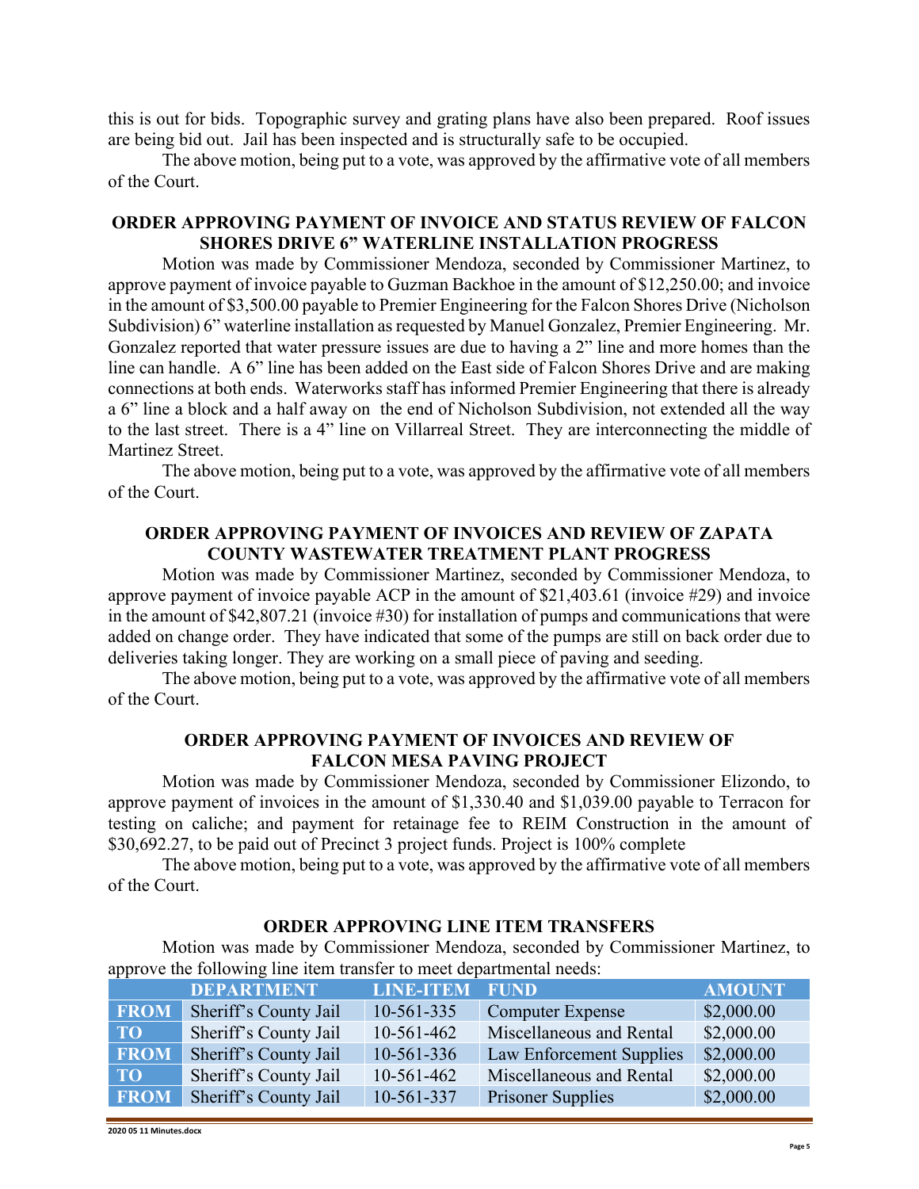this is out for bids. Topographic survey and grating plans have also been prepared. Roof issues are being bid out. Jail has been inspected and is structurally safe to be occupied.

The above motion, being put to a vote, was approved by the affirmative vote of all members of the Court.

**ORDER APPROVING PAYMENT OF INVOICE AND STATUS REVIEW OF FALCON SHORES DRIVE 6" WATERLINE INSTALLATION PROGRESS**

Motion was made by Commissioner Mendoza, seconded by Commissioner Martinez, to approve payment of invoice payable to Guzman Backhoe in the amount of $12,250.00; and invoice in the amount of $3,500.00 payable to Premier Engineering for the Falcon Shores Drive (Nicholson Subdivision) 6" waterline installation as requested by Manuel Gonzalez, Premier Engineering. Mr. Gonzalez reported that water pressure issues are due to having a 2" line and more homes than the line can handle. A 6" line has been added on the East side of Falcon Shores Drive and are making connections at both ends. Waterworks staff has informed Premier Engineering that there is already a 6" line a block and a half away on the end of Nicholson Subdivision, not extended all the way to the last street. There is a 4" line on Villarreal Street. They are interconnecting the middle of Martinez Street.

The above motion, being put to a vote, was approved by the affirmative vote of all members of the Court.

**ORDER APPROVING PAYMENT OF INVOICES AND REVIEW OF ZAPATA COUNTY WASTEWATER TREATMENT PLANT PROGRESS**

Motion was made by Commissioner Martinez, seconded by Commissioner Mendoza, to approve payment of invoice payable ACP in the amount of $21,403.61 (invoice #29) and invoice in the amount of $42,807.21 (invoice #30) for installation of pumps and communications that were added on change order. They have indicated that some of the pumps are still on back order due to deliveries taking longer. They are working on a small piece of paving and seeding.

The above motion, being put to a vote, was approved by the affirmative vote of all members of the Court.

**ORDER APPROVING PAYMENT OF INVOICES AND REVIEW OF FALCON MESA PAVING PROJECT**

Motion was made by Commissioner Mendoza, seconded by Commissioner Elizondo, to approve payment of invoices in the amount of $1,330.40 and $1,039.00 payable to Terracon for testing on caliche; and payment for retainage fee to REIM Construction in the amount of $30,692.27, to be paid out of Precinct 3 project funds. Project is 100% complete

The above motion, being put to a vote, was approved by the affirmative vote of all members of the Court.

**ORDER APPROVING LINE ITEM TRANSFERS**

Motion was made by Commissioner Mendoza, seconded by Commissioner Martinez, to approve the following line item transfer to meet departmental needs:

| | DEPARTMENT | LINE-ITEM | FUND | AMOUNT |
|---|---|---|---|---|
| FROM | Sheriff's County Jail | 10-561-335 | Computer Expense | $2,000.00 |
| TO | Sheriff's County Jail | 10-561-462 | Miscellaneous and Rental | $2,000.00 |
| FROM | Sheriff's County Jail | 10-561-336 | Law Enforcement Supplies | $2,000.00 |
| TO | Sheriff's County Jail | 10-561-462 | Miscellaneous and Rental | $2,000.00 |
| FROM | Sheriff's County Jail | 10-561-337 | Prisoner Supplies | $2,000.00 |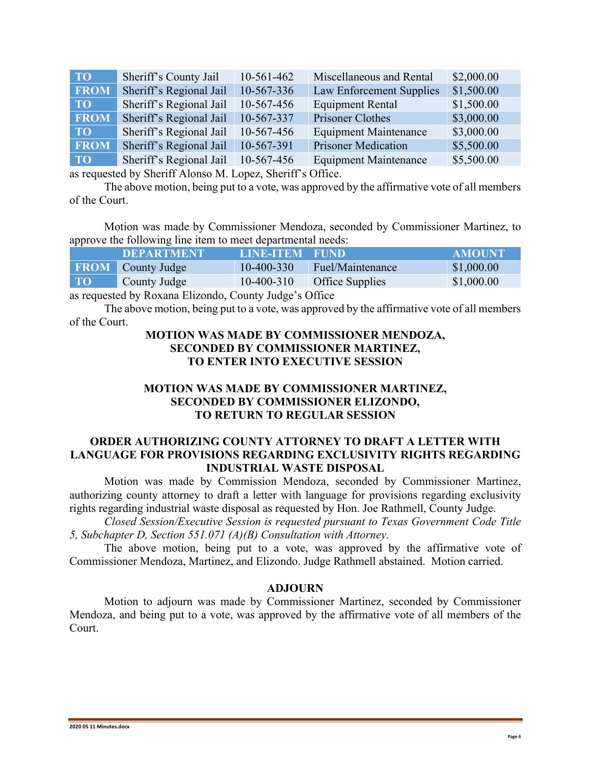| | | | | |
|---|---|---|---|---|
| TO | Sheriff's County Jail | 10-561-462 | Miscellaneous and Rental | $2,000.00 |
| FROM | Sheriff's Regional Jail | 10-567-336 | Law Enforcement Supplies | $1,500.00 |
| TO | Sheriff's Regional Jail | 10-567-456 | Equipment Rental | $1,500.00 |
| FROM | Sheriff's Regional Jail | 10-567-337 | Prisoner Clothes | $3,000.00 |
| TO | Sheriff's Regional Jail | 10-567-456 | Equipment Maintenance | $3,000.00 |
| FROM | Sheriff's Regional Jail | 10-567-391 | Prisoner Medication | $5,500.00 |
| TO | Sheriff's Regional Jail | 10-567-456 | Equipment Maintenance | $5,500.00 |

as requested by Sheriff Alonso M. Lopez, Sheriff's Office.

The above motion, being put to a vote, was approved by the affirmative vote of all members of the Court.

Motion was made by Commissioner Mendoza, seconded by Commissioner Martinez, to approve the following line item to meet departmental needs:

| | DEPARTMENT | LINE-ITEM | FUND | AMOUNT |
|---|---|---|---|---|
| FROM | County Judge | 10-400-330 | Fuel/Maintenance | $1,000.00 |
| TO | County Judge | 10-400-310 | Office Supplies | $1,000.00 |

as requested by Roxana Elizondo, County Judge's Office

The above motion, being put to a vote, was approved by the affirmative vote of all members of the Court.

**MOTION WAS MADE BY COMMISSIONER MENDOZA, SECONDED BY COMMISSIONER MARTINEZ, TO ENTER INTO EXECUTIVE SESSION**

**MOTION WAS MADE BY COMMISSIONER MARTINEZ, SECONDED BY COMMISSIONER ELIZONDO, TO RETURN TO REGULAR SESSION**

**ORDER AUTHORIZING COUNTY ATTORNEY TO DRAFT A LETTER WITH LANGUAGE FOR PROVISIONS REGARDING EXCLUSIVITY RIGHTS REGARDING INDUSTRIAL WASTE DISPOSAL**

Motion was made by Commission Mendoza, seconded by Commissioner Martinez, authorizing county attorney to draft a letter with language for provisions regarding exclusivity rights regarding industrial waste disposal as requested by Hon. Joe Rathmell, County Judge.

*Closed Session/Executive Session is requested pursuant to Texas Government Code Title 5, Subchapter D, Section 551.071 (A)(B) Consultation with Attorney.*

The above motion, being put to a vote, was approved by the affirmative vote of Commissioner Mendoza, Martinez, and Elizondo. Judge Rathmell abstained. Motion carried.

**ADJOURN**

Motion to adjourn was made by Commissioner Martinez, seconded by Commissioner Mendoza, and being put to a vote, was approved by the affirmative vote of all members of the Court.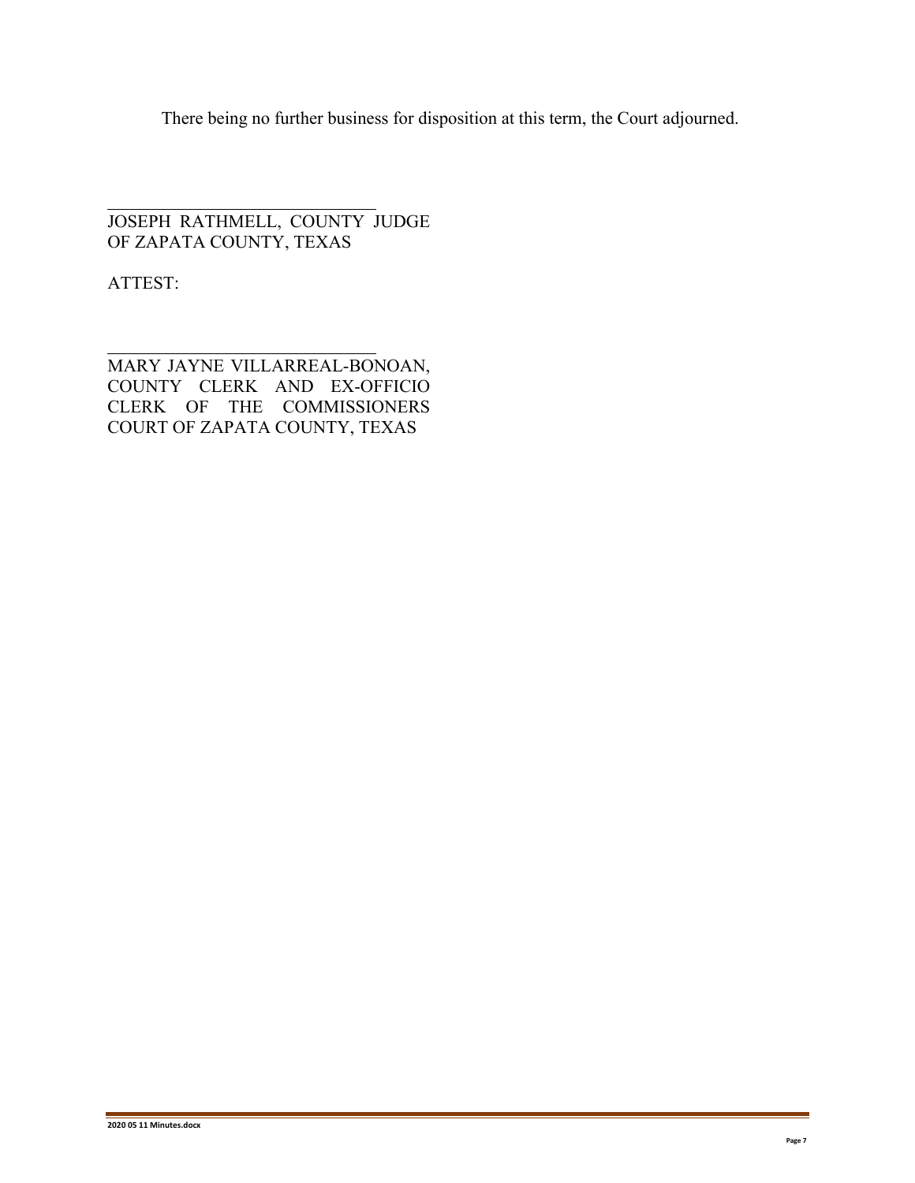There being no further business for disposition at this term, the Court adjourned.

\_\_\_\_\_\_\_\_\_\_\_\_\_\_\_\_\_\_\_\_\_\_\_\_\_\_\_\_\_\_\_\_

JOSEPH RATHMELL, COUNTY JUDGE OF ZAPATA COUNTY, TEXAS

ATTEST:

\_\_\_\_\_\_\_\_\_\_\_\_\_\_\_\_\_\_\_\_\_\_\_\_\_\_\_\_\_\_\_\_

MARY JAYNE VILLARREAL-BONOAN, COUNTY CLERK AND EX-OFFICIO CLERK OF THE COMMISSIONERS COURT OF ZAPATA COUNTY, TEXAS